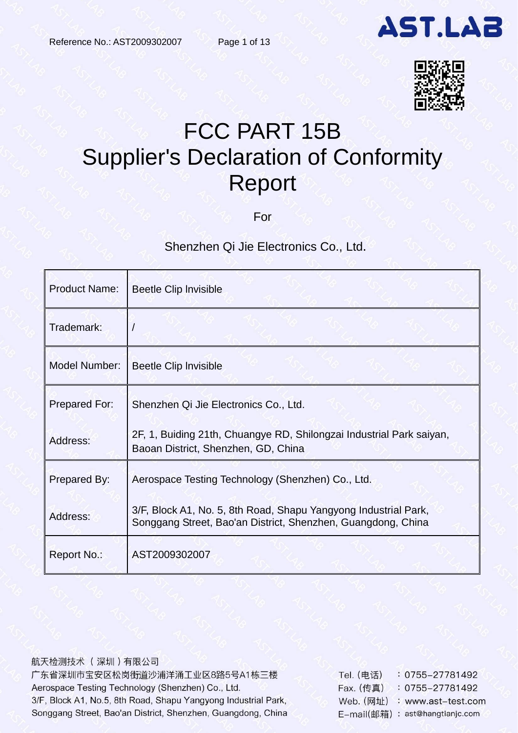# FCC PART 15B
# Supplier's Declaration of Conformity Report

For

Shenzhen Qi Jie Electronics Co., Ltd.

| | |
|---|---|
| Product Name: | Beetle Clip Invisible |
| Trademark: | / |
| Model Number: | Beetle Clip Invisible |
| Prepared For:<br><br>Address: | Shenzhen Qi Jie Electronics Co., Ltd.<br><br>2F, 1, Buiding 21th, Chuangye RD, Shilongzai Industrial Park saiyan, Baoan District, Shenzhen, GD, China |
| Prepared By:<br><br>Address: | Aerospace Testing Technology (Shenzhen) Co., Ltd.<br><br>3/F, Block A1, No. 5, 8th Road, Shapu Yangyong Industrial Park, Songgang Street, Bao'an District, Shenzhen, Guangdong, China |
| Report No.: | AST2009302007 |

航天检测技术（深圳）有限公司
广东省深圳市宝安区松岗街道沙浦洋涌工业区8路5号A1栋三楼
Aerospace Testing Technology (Shenzhen) Co., Ltd.
3/F, Block A1, No.5, 8th Road, Shapu Yangyong Industrial Park,
Songgang Street, Bao'an District, Shenzhen, Guangdong, China

Tel.（电话）：0755-27781492
Fax.（传真）：0755-27781492
Web.（网址）：www.ast-test.com
E-mail(邮箱)：ast@hangtianjc.com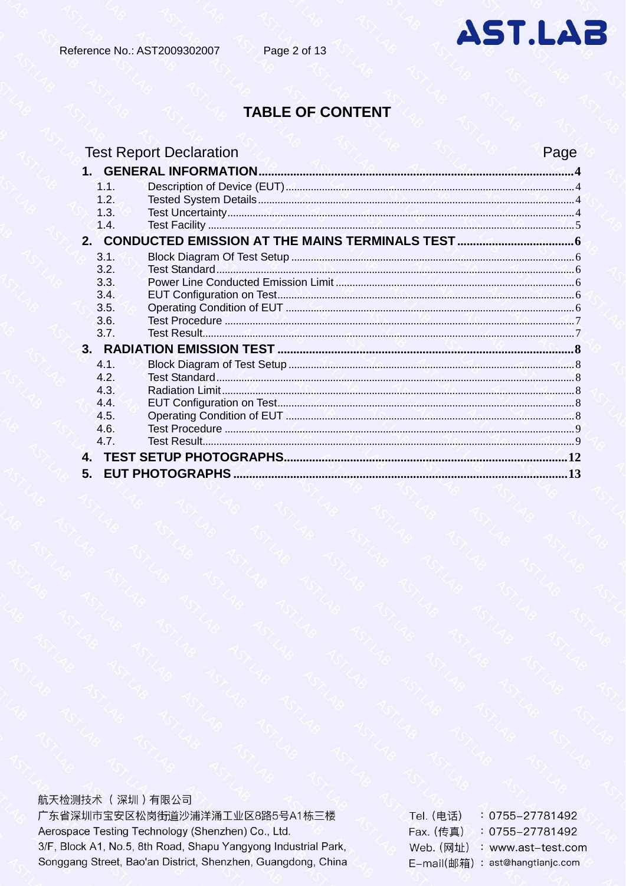# TABLE OF CONTENT

| Test Report Declaration | | Page |
|---|---|---|
| **1.** | **GENERAL INFORMATION** | **4** |
| 1.1. | Description of Device (EUT) | 4 |
| 1.2. | Tested System Details | 4 |
| 1.3. | Test Uncertainty | 4 |
| 1.4. | Test Facility | 5 |
| **2.** | **CONDUCTED EMISSION AT THE MAINS TERMINALS TEST** | **6** |
| 3.1. | Block Diagram Of Test Setup | 6 |
| 3.2. | Test Standard | 6 |
| 3.3. | Power Line Conducted Emission Limit | 6 |
| 3.4. | EUT Configuration on Test | 6 |
| 3.5. | Operating Condition of EUT | 6 |
| 3.6. | Test Procedure | 7 |
| 3.7. | Test Result | 7 |
| **3.** | **RADIATION EMISSION TEST** | **8** |
| 4.1. | Block Diagram of Test Setup | 8 |
| 4.2. | Test Standard | 8 |
| 4.3. | Radiation Limit | 8 |
| 4.4. | EUT Configuration on Test | 8 |
| 4.5. | Operating Condition of EUT | 8 |
| 4.6. | Test Procedure | 9 |
| 4.7. | Test Result | 9 |
| **4.** | **TEST SETUP PHOTOGRAPHS** | **12** |
| **5.** | **EUT PHOTOGRAPHS** | **13** |

航天检测技术（深圳）有限公司
广东省深圳市宝安区松岗街道沙浦洋涌工业区8路5号A1栋三楼
Aerospace Testing Technology (Shenzhen) Co., Ltd.
3/F, Block A1, No.5, 8th Road, Shapu Yangyong Industrial Park, Songgang Street, Bao'an District, Shenzhen, Guangdong, China

Tel. (电话) : 0755-27781492
Fax. (传真) : 0755-27781492
Web. (网址) : www.ast-test.com
E-mail(邮箱) : ast@hangtianjc.com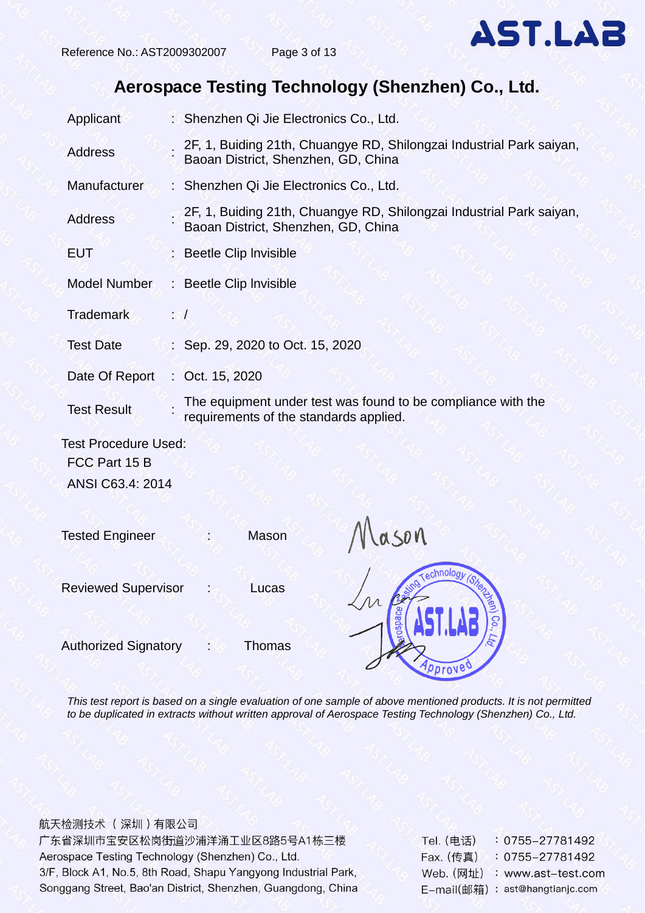# Aerospace Testing Technology (Shenzhen) Co., Ltd.

| | | |
|---|---|---|
| Applicant | : | Shenzhen Qi Jie Electronics Co., Ltd. |
| Address | : | 2F, 1, Buiding 21th, Chuangye RD, Shilongzai Industrial Park saiyan, Baoan District, Shenzhen, GD, China |
| Manufacturer | : | Shenzhen Qi Jie Electronics Co., Ltd. |
| Address | : | 2F, 1, Buiding 21th, Chuangye RD, Shilongzai Industrial Park saiyan, Baoan District, Shenzhen, GD, China |
| EUT | : | Beetle Clip Invisible |
| Model Number | : | Beetle Clip Invisible |
| Trademark | : | / |
| Test Date | : | Sep. 29, 2020 to Oct. 15, 2020 |
| Date Of Report | : | Oct. 15, 2020 |
| Test Result | : | The equipment under test was found to be compliance with the requirements of the standards applied. |

Test Procedure Used:

FCC Part 15 B

ANSI C63.4: 2014

| | | |
|---|---|---|
| Tested Engineer | : | Mason |
| Reviewed Supervisor | : | Lucas |
| Authorized Signatory | : | Thomas |

*This test report is based on a single evaluation of one sample of above mentioned products. It is not permitted to be duplicated in extracts without written approval of Aerospace Testing Technology (Shenzhen) Co., Ltd.*

航天检测技术（深圳）有限公司
广东省深圳市宝安区松岗街道沙浦洋涌工业区8路5号A1栋三楼
Aerospace Testing Technology (Shenzhen) Co., Ltd.
3/F, Block A1, No.5, 8th Road, Shapu Yangyong Industrial Park, Songgang Street, Bao'an District, Shenzhen, Guangdong, China

Tel.（电话）：0755-27781492
Fax.（传真）：0755-27781492
Web.（网址）：www.ast-test.com
E-mail(邮箱)：ast@hangtianjc.com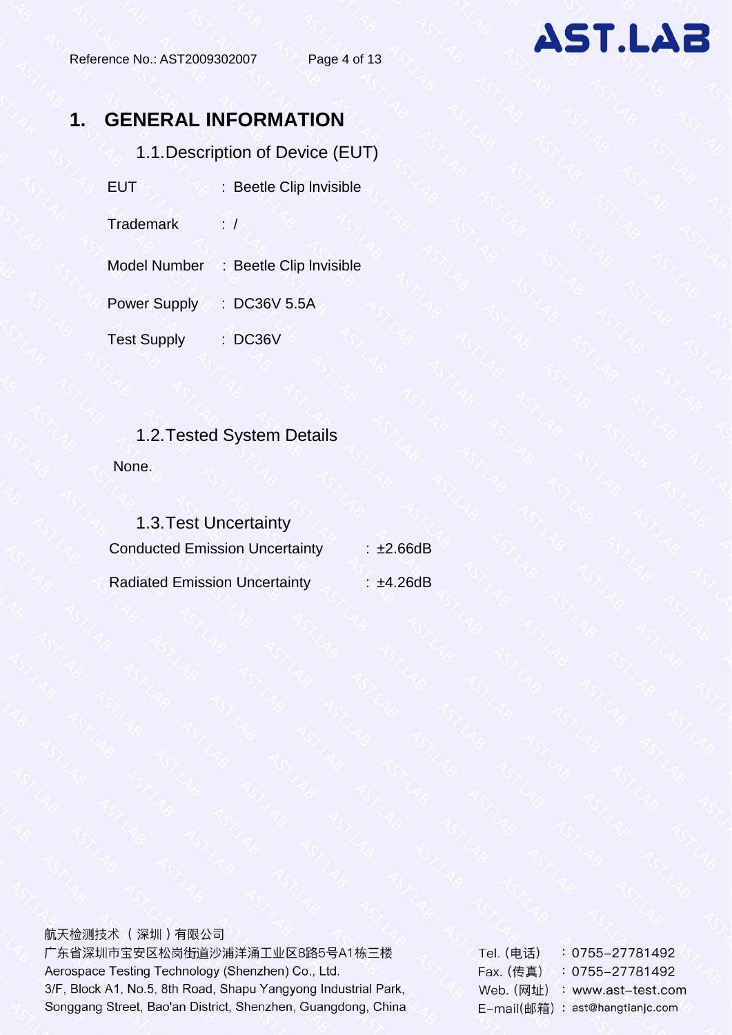# 1. GENERAL INFORMATION

## 1.1. Description of Device (EUT)

| | | |
|---|---|---|
| EUT | : | Beetle Clip Invisible |
| Trademark | : | / |
| Model Number | : | Beetle Clip Invisible |
| Power Supply | : | DC36V 5.5A |
| Test Supply | : | DC36V |

## 1.2. Tested System Details

None.

## 1.3. Test Uncertainty

| | | |
|---|---|---|
| Conducted Emission Uncertainty | : | ±2.66dB |
| Radiated Emission Uncertainty | : | ±4.26dB |

航天检测技术（深圳）有限公司
广东省深圳市宝安区松岗街道沙浦洋涌工业区8路5号A1栋三楼
Aerospace Testing Technology (Shenzhen) Co., Ltd.
3/F, Block A1, No.5, 8th Road, Shapu Yangyong Industrial Park, Songgang Street, Bao'an District, Shenzhen, Guangdong, China

Tel.（电话） ：0755-27781492
Fax.（传真） ：0755-27781492
Web.（网址） ：www.ast-test.com
E-mail(邮箱) ：ast@hangtianjc.com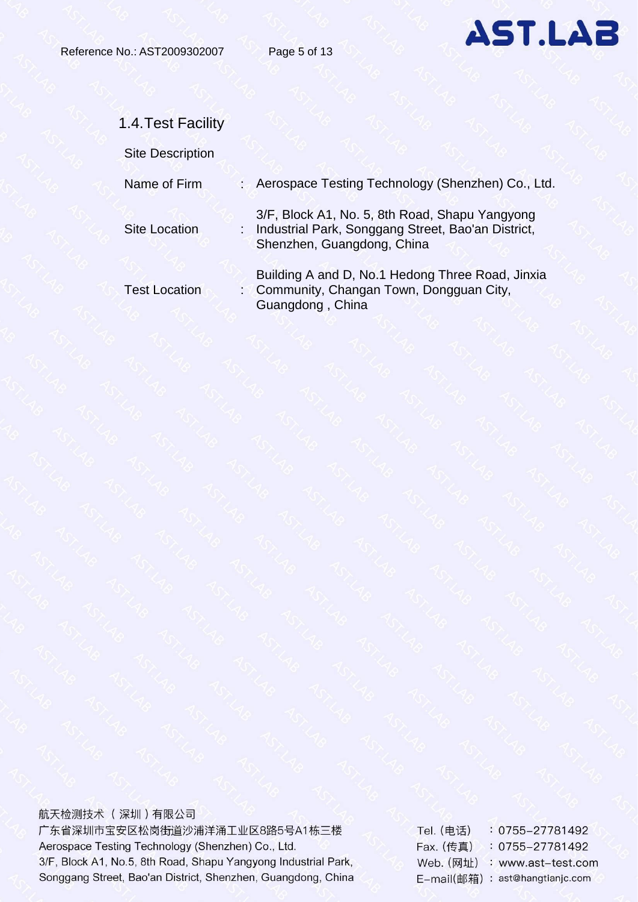## 1.4. Test Facility

Site Description

| | | |
|---|---|---|
| Name of Firm | : | Aerospace Testing Technology (Shenzhen) Co., Ltd. |
| Site Location | : | 3/F, Block A1, No. 5, 8th Road, Shapu Yangyong Industrial Park, Songgang Street, Bao'an District, Shenzhen, Guangdong, China |
| Test Location | : | Building A and D, No.1 Hedong Three Road, Jinxia Community, Changan Town, Dongguan City, Guangdong , China |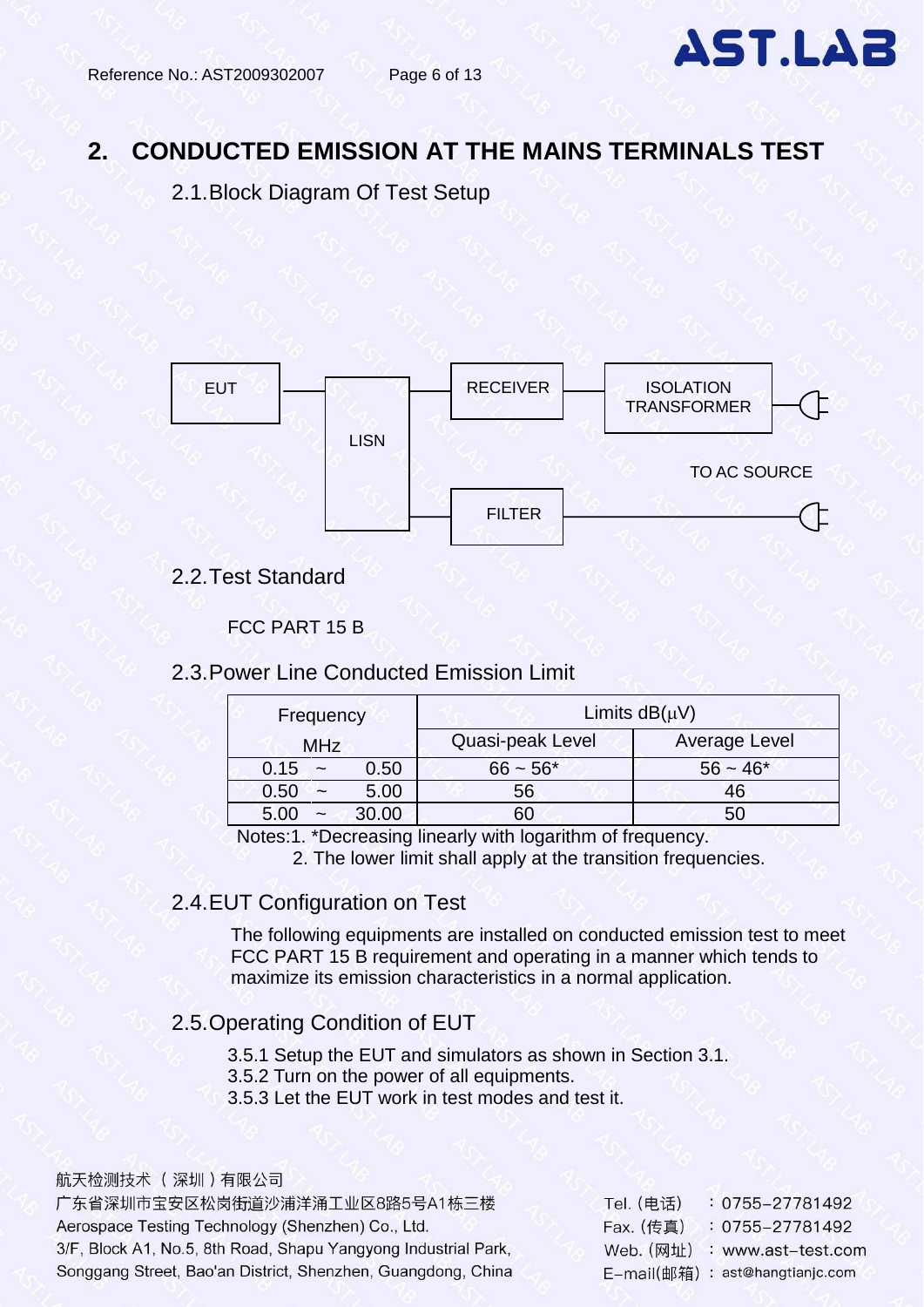## 2. CONDUCTED EMISSION AT THE MAINS TERMINALS TEST

### 2.1. Block Diagram Of Test Setup

EUT — LISN — RECEIVER — ISOLATION TRANSFORMER — TO AC SOURCE

LISN — FILTER — TO AC SOURCE

### 2.2. Test Standard

FCC PART 15 B

### 2.3. Power Line Conducted Emission Limit

| Frequency MHz | Limits dB(μV) | |
|---|---|---|
| | Quasi-peak Level | Average Level |
| 0.15 ~ 0.50 | 66 ~ 56* | 56 ~ 46* |
| 0.50 ~ 5.00 | 56 | 46 |
| 5.00 ~ 30.00 | 60 | 50 |

Notes:1. *Decreasing linearly with logarithm of frequency.
2. The lower limit shall apply at the transition frequencies.

### 2.4. EUT Configuration on Test

The following equipments are installed on conducted emission test to meet FCC PART 15 B requirement and operating in a manner which tends to maximize its emission characteristics in a normal application.

### 2.5. Operating Condition of EUT

3.5.1 Setup the EUT and simulators as shown in Section 3.1.
3.5.2 Turn on the power of all equipments.
3.5.3 Let the EUT work in test modes and test it.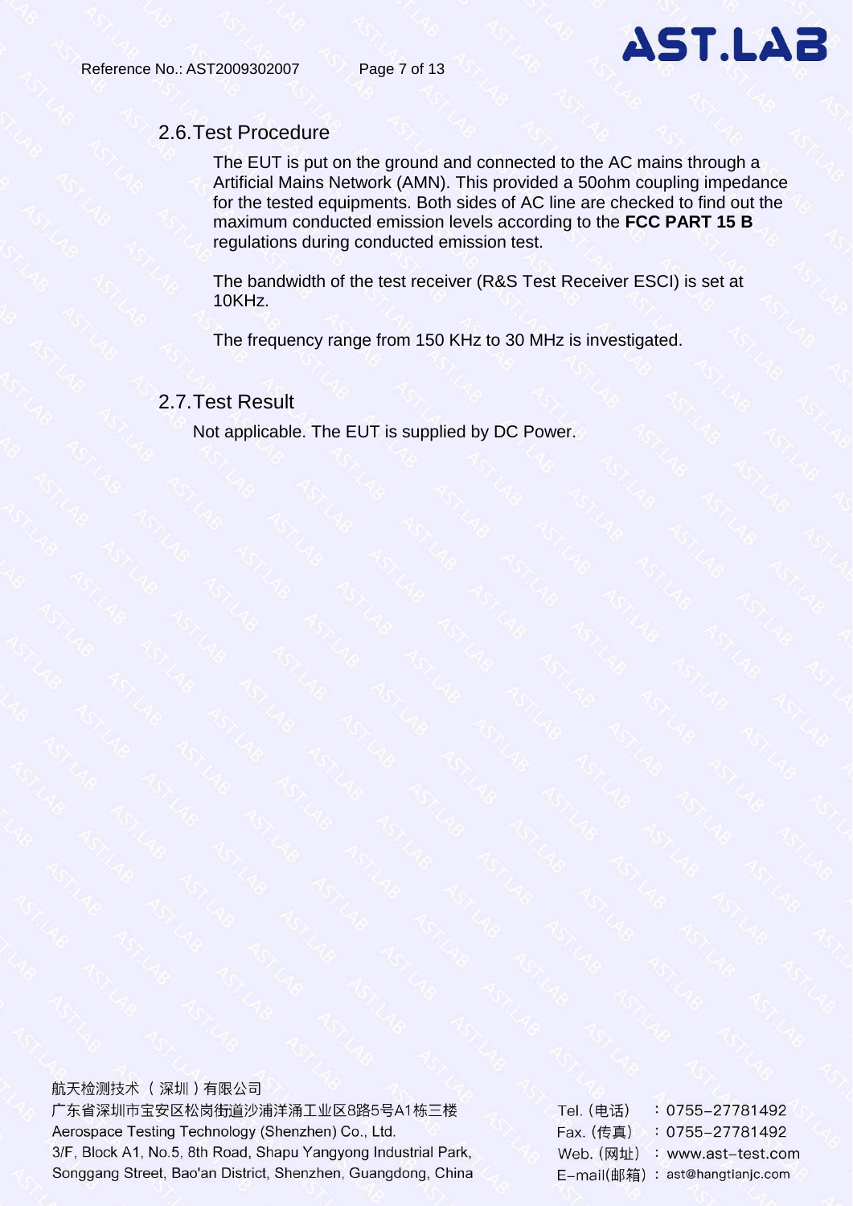## 2.6. Test Procedure

The EUT is put on the ground and connected to the AC mains through a Artificial Mains Network (AMN). This provided a 50ohm coupling impedance for the tested equipments. Both sides of AC line are checked to find out the maximum conducted emission levels according to the **FCC PART 15 B** regulations during conducted emission test.

The bandwidth of the test receiver (R&S Test Receiver ESCI) is set at 10KHz.

The frequency range from 150 KHz to 30 MHz is investigated.

## 2.7. Test Result

Not applicable. The EUT is supplied by DC Power.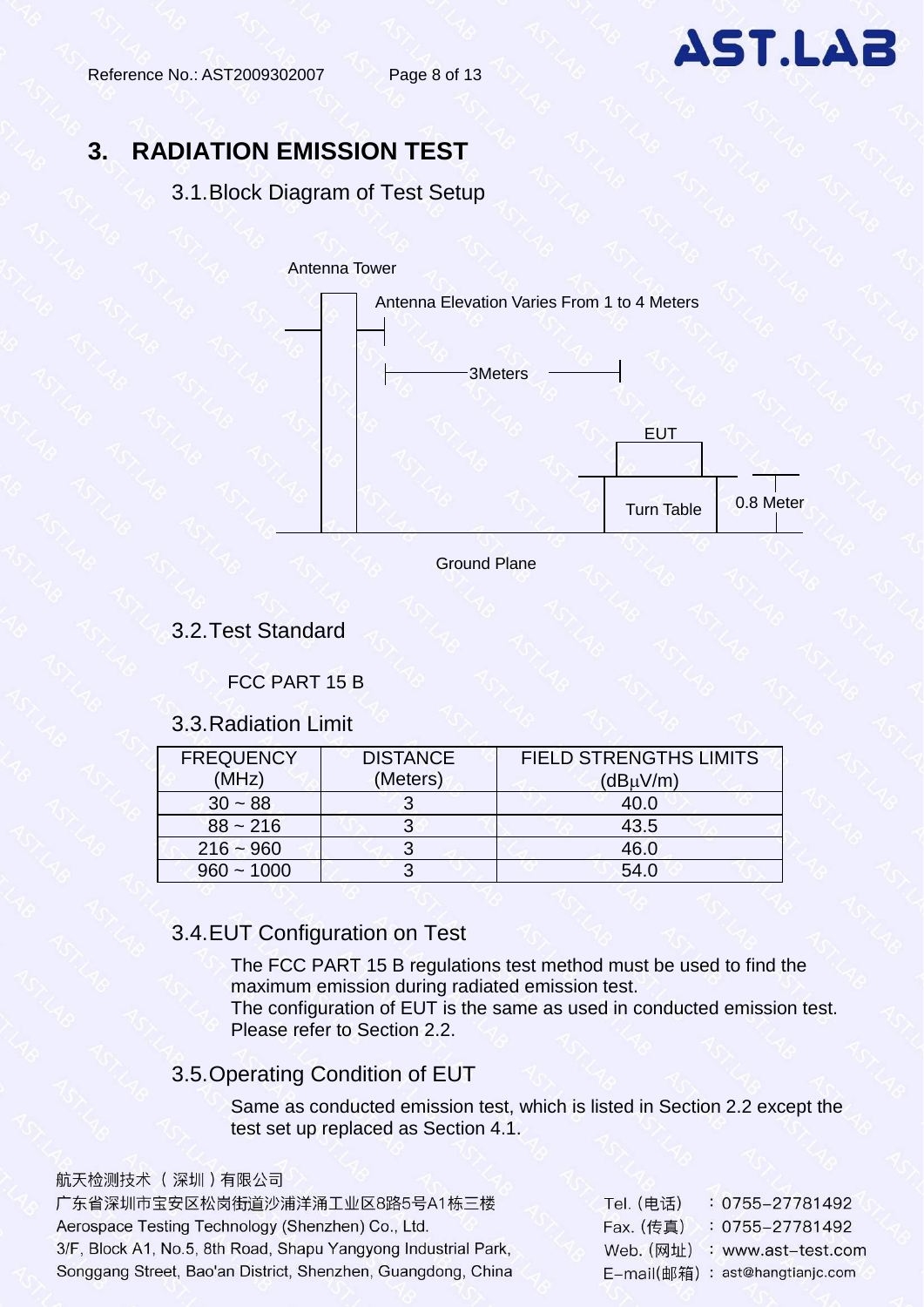# 3. RADIATION EMISSION TEST

## 3.1. Block Diagram of Test Setup

Antenna Tower

Antenna Elevation Varies From 1 to 4 Meters

3Meters

EUT

Turn Table

0.8 Meter

Ground Plane

## 3.2. Test Standard

FCC PART 15 B

## 3.3. Radiation Limit

| FREQUENCY (MHz) | DISTANCE (Meters) | FIELD STRENGTHS LIMITS (dBμV/m) |
|---|---|---|
| 30 ~ 88 | 3 | 40.0 |
| 88 ~ 216 | 3 | 43.5 |
| 216 ~ 960 | 3 | 46.0 |
| 960 ~ 1000 | 3 | 54.0 |

## 3.4. EUT Configuration on Test

The FCC PART 15 B regulations test method must be used to find the maximum emission during radiated emission test.
The configuration of EUT is the same as used in conducted emission test. Please refer to Section 2.2.

## 3.5. Operating Condition of EUT

Same as conducted emission test, which is listed in Section 2.2 except the test set up replaced as Section 4.1.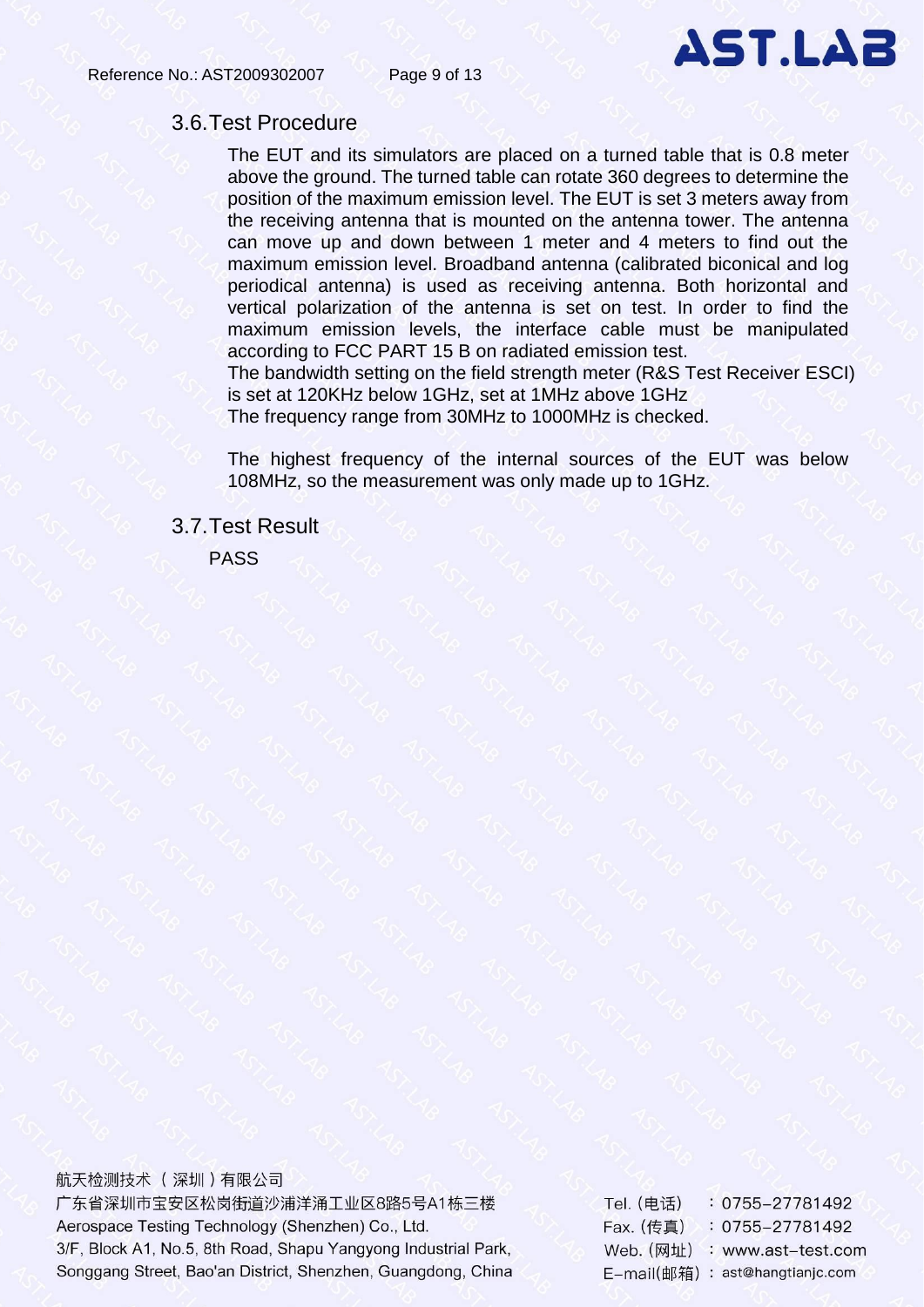## 3.6. Test Procedure

The EUT and its simulators are placed on a turned table that is 0.8 meter above the ground. The turned table can rotate 360 degrees to determine the position of the maximum emission level. The EUT is set 3 meters away from the receiving antenna that is mounted on the antenna tower. The antenna can move up and down between 1 meter and 4 meters to find out the maximum emission level. Broadband antenna (calibrated biconical and log periodical antenna) is used as receiving antenna. Both horizontal and vertical polarization of the antenna is set on test. In order to find the maximum emission levels, the interface cable must be manipulated according to FCC PART 15 B on radiated emission test.
The bandwidth setting on the field strength meter (R&S Test Receiver ESCI) is set at 120KHz below 1GHz, set at 1MHz above 1GHz
The frequency range from 30MHz to 1000MHz is checked.

The highest frequency of the internal sources of the EUT was below 108MHz, so the measurement was only made up to 1GHz.

## 3.7. Test Result

PASS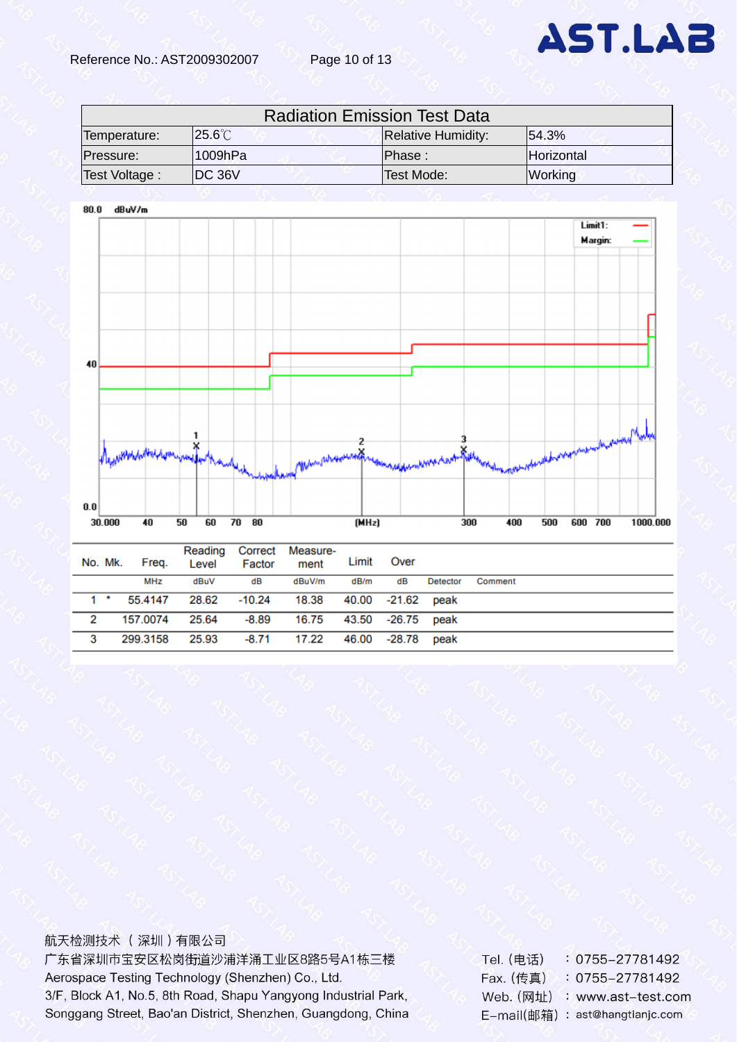Reference No.: AST2009302007

| Radiation Emission Test Data | | | |
|---|---|---|---|
| Temperature: | 25.6℃ | Relative Humidity: | 54.3% |
| Pressure: | 1009hPa | Phase : | Horizontal |
| Test Voltage : | DC 36V | Test Mode: | Working |

| No. | Mk. | Freq. | Reading Level | Correct Factor | Measure-ment | Limit | Over | Detector | Comment |
|---|---|---|---|---|---|---|---|---|---|
| | | MHz | dBuV | dB | dBuV/m | dB/m | dB | | |
| 1 | * | 55.4147 | 28.62 | -10.24 | 18.38 | 40.00 | -21.62 | peak | |
| 2 | | 157.0074 | 25.64 | -8.89 | 16.75 | 43.50 | -26.75 | peak | |
| 3 | | 299.3158 | 25.93 | -8.71 | 17.22 | 46.00 | -28.78 | peak | |

航天检测技术（深圳）有限公司
广东省深圳市宝安区松岗街道沙浦洋涌工业区8路5号A1栋三楼
Aerospace Testing Technology (Shenzhen) Co., Ltd.
3/F, Block A1, No.5, 8th Road, Shapu Yangyong Industrial Park,
Songgang Street, Bao'an District, Shenzhen, Guangdong, China

Tel.（电话）：0755-27781492
Fax.（传真）：0755-27781492
Web.（网址）：www.ast-test.com
E-mail(邮箱)：ast@hangtianjc.com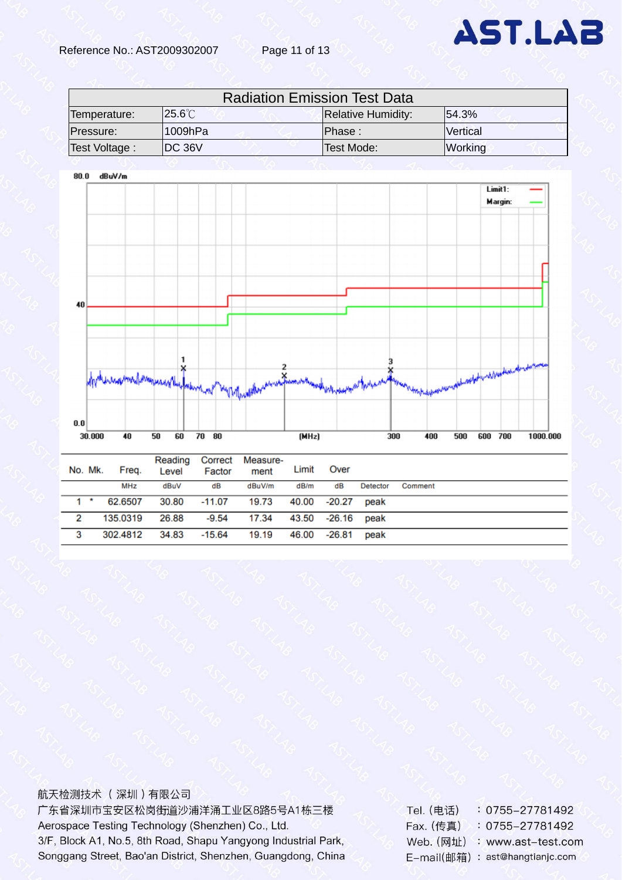Reference No.: AST2009302007

## Radiation Emission Test Data

| Temperature: | 25.6℃ | Relative Humidity: | 54.3% |
|---|---|---|---|
| Pressure: | 1009hPa | Phase : | Vertical |
| Test Voltage : | DC 36V | Test Mode: | Working |

| No. | Mk. | Freq. | Reading Level | Correct Factor | Measure-ment | Limit | Over | Detector | Comment |
|---|---|---|---|---|---|---|---|---|---|
| | | MHz | dBuV | dB | dBuV/m | dB/m | dB | | |
| 1 | * | 62.6507 | 30.80 | -11.07 | 19.73 | 40.00 | -20.27 | peak | |
| 2 | | 135.0319 | 26.88 | -9.54 | 17.34 | 43.50 | -26.16 | peak | |
| 3 | | 302.4812 | 34.83 | -15.64 | 19.19 | 46.00 | -26.81 | peak | |

航天检测技术（深圳）有限公司
广东省深圳市宝安区松岗街道沙浦洋涌工业区8路5号A1栋三楼
Aerospace Testing Technology (Shenzhen) Co., Ltd.
3/F, Block A1, No.5, 8th Road, Shapu Yangyong Industrial Park, Songgang Street, Bao'an District, Shenzhen, Guangdong, China

Tel.（电话）：0755-27781492
Fax.（传真）：0755-27781492
Web.（网址）：www.ast-test.com
E-mail(邮箱)：ast@hangtianjc.com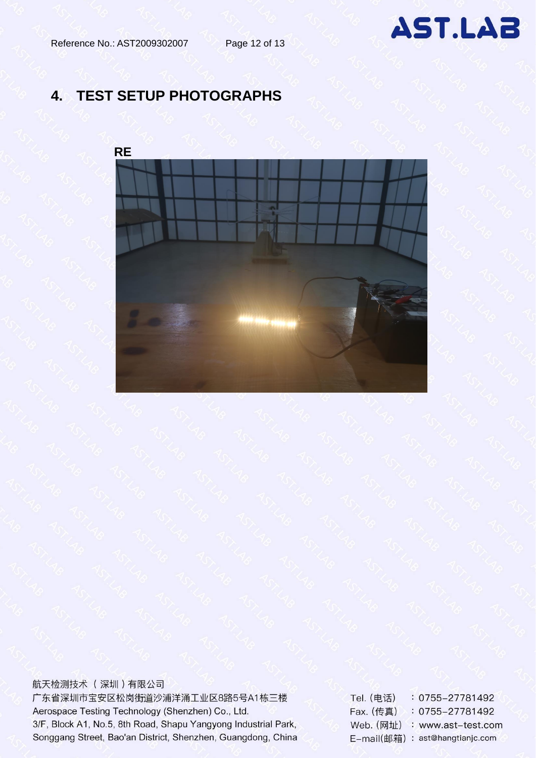# 4. TEST SETUP PHOTOGRAPHS

**RE**

航天检测技术（深圳）有限公司
广东省深圳市宝安区松岗街道沙浦洋涌工业区8路5号A1栋三楼
Aerospace Testing Technology (Shenzhen) Co., Ltd.
3/F, Block A1, No.5, 8th Road, Shapu Yangyong Industrial Park, Songgang Street, Bao'an District, Shenzhen, Guangdong, China

Tel.（电话）：0755-27781492
Fax.（传真）：0755-27781492
Web.（网址）：www.ast-test.com
E-mail(邮箱)：ast@hangtianjc.com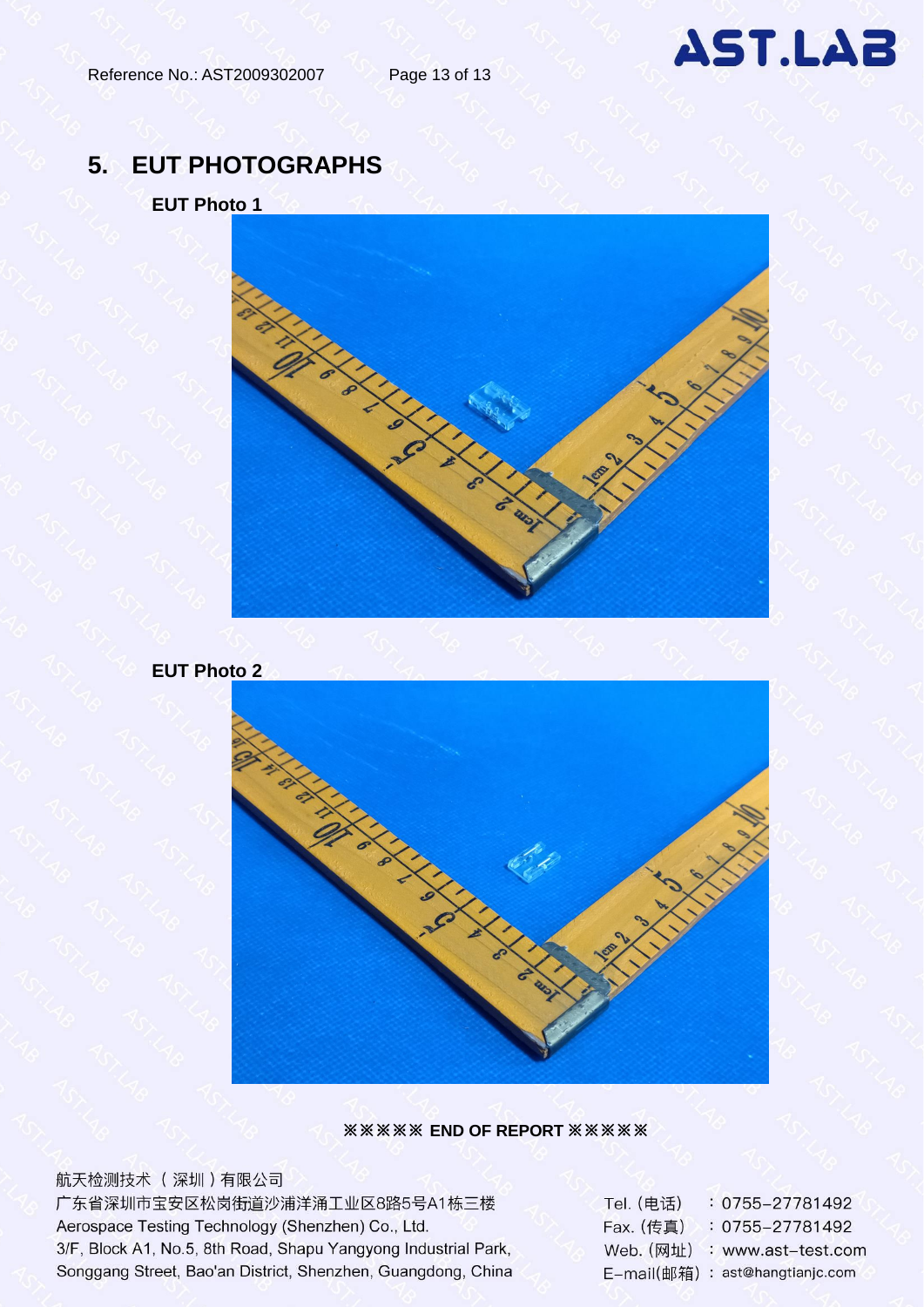## 5. EUT PHOTOGRAPHS

**EUT Photo 1**

**EUT Photo 2**

※※※※※ **END OF REPORT** ※※※※※

航天检测技术（深圳）有限公司
广东省深圳市宝安区松岗街道沙浦洋涌工业区8路5号A1栋三楼
Aerospace Testing Technology (Shenzhen) Co., Ltd.
3/F, Block A1, No.5, 8th Road, Shapu Yangyong Industrial Park, Songgang Street, Bao'an District, Shenzhen, Guangdong, China

Tel.（电话）：0755-27781492
Fax.（传真）：0755-27781492
Web.（网址）：www.ast-test.com
E-mail(邮箱)：ast@hangtianjc.com